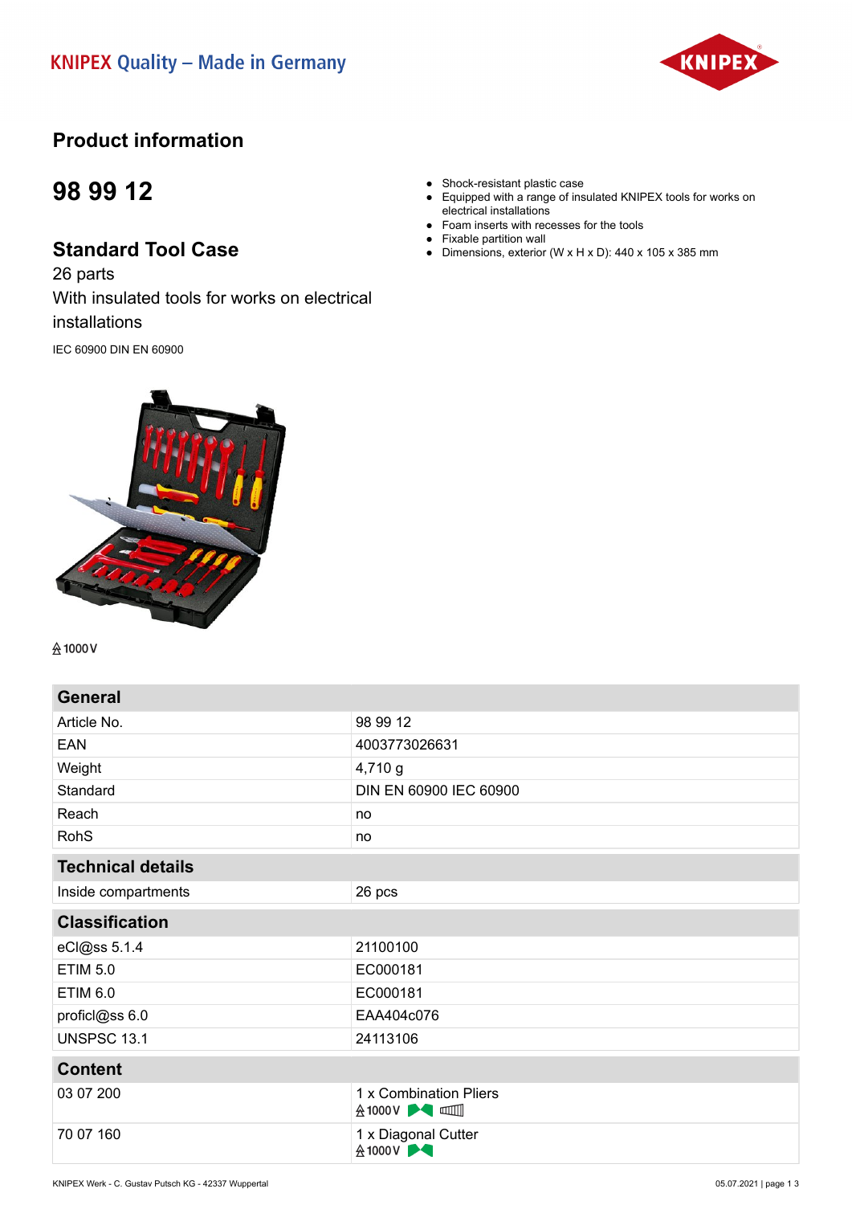KNIPEX Quality – Made in Germany

# Product information

## 98 99 12

## Standard Tool Case

26 parts

With insulated tools for works on electrical installations

IEC 60900 DIN EN 60900

- Shock-resistant plastic case
- Equipped with a range of insulated KNIPEX tools for works on electrical installations
- Foam inserts with recesses for the tools
- Fixable partition wall
- Dimensions, exterior (W x H x D): 440 x 105 x 385 mm

1000 V

| General | |
|---|---|
| Article No. | 98 99 12 |
| EAN | 4003773026631 |
| Weight | 4,710 g |
| Standard | DIN EN 60900 IEC 60900 |
| Reach | no |
| RohS | no |

| Technical details | |
|---|---|
| Inside compartments | 26 pcs |

| Classification | |
|---|---|
| eCl@ss 5.1.4 | 21100100 |
| ETIM 5.0 | EC000181 |
| ETIM 6.0 | EC000181 |
| proficl@ss 6.0 | EAA404c076 |
| UNSPSC 13.1 | 24113106 |

| Content | |
|---|---|
| 03 07 200 | 1 x Combination Pliers<br>1000 V |
| 70 07 160 | 1 x Diagonal Cutter<br>1000 V |

KNIPEX Werk - C. Gustav Putsch KG - 42337 Wuppertal

05.07.2021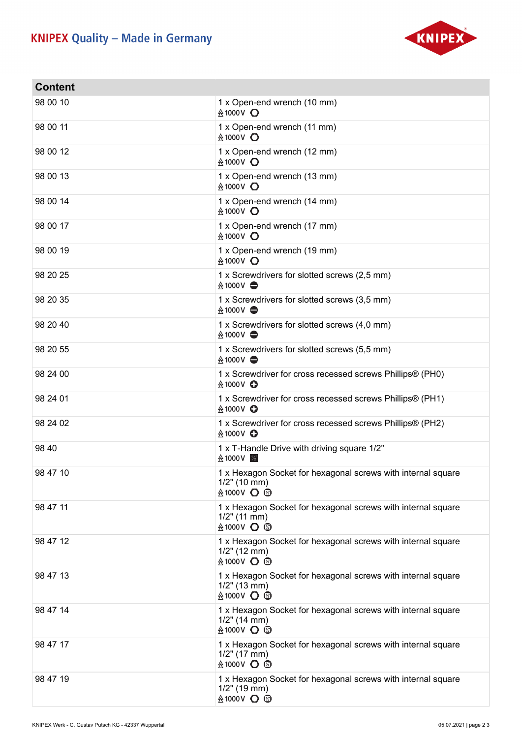| Content | |
|---|---|
| 98 00 10 | 1 x Open-end wrench (10 mm)<br>1000V |
| 98 00 11 | 1 x Open-end wrench (11 mm)<br>1000V |
| 98 00 12 | 1 x Open-end wrench (12 mm)<br>1000V |
| 98 00 13 | 1 x Open-end wrench (13 mm)<br>1000V |
| 98 00 14 | 1 x Open-end wrench (14 mm)<br>1000V |
| 98 00 17 | 1 x Open-end wrench (17 mm)<br>1000V |
| 98 00 19 | 1 x Open-end wrench (19 mm)<br>1000V |
| 98 20 25 | 1 x Screwdrivers for slotted screws (2,5 mm)<br>1000V |
| 98 20 35 | 1 x Screwdrivers for slotted screws (3,5 mm)<br>1000V |
| 98 20 40 | 1 x Screwdrivers for slotted screws (4,0 mm)<br>1000V |
| 98 20 55 | 1 x Screwdrivers for slotted screws (5,5 mm)<br>1000V |
| 98 24 00 | 1 x Screwdriver for cross recessed screws Phillips® (PH0)<br>1000V |
| 98 24 01 | 1 x Screwdriver for cross recessed screws Phillips® (PH1)<br>1000V |
| 98 24 02 | 1 x Screwdriver for cross recessed screws Phillips® (PH2)<br>1000V |
| 98 40 | 1 x T-Handle Drive with driving square 1/2"<br>1000V |
| 98 47 10 | 1 x Hexagon Socket for hexagonal screws with internal square 1/2" (10 mm)<br>1000V |
| 98 47 11 | 1 x Hexagon Socket for hexagonal screws with internal square 1/2" (11 mm)<br>1000V |
| 98 47 12 | 1 x Hexagon Socket for hexagonal screws with internal square 1/2" (12 mm)<br>1000V |
| 98 47 13 | 1 x Hexagon Socket for hexagonal screws with internal square 1/2" (13 mm)<br>1000V |
| 98 47 14 | 1 x Hexagon Socket for hexagonal screws with internal square 1/2" (14 mm)<br>1000V |
| 98 47 17 | 1 x Hexagon Socket for hexagonal screws with internal square 1/2" (17 mm)<br>1000V |
| 98 47 19 | 1 x Hexagon Socket for hexagonal screws with internal square 1/2" (19 mm)<br>1000V |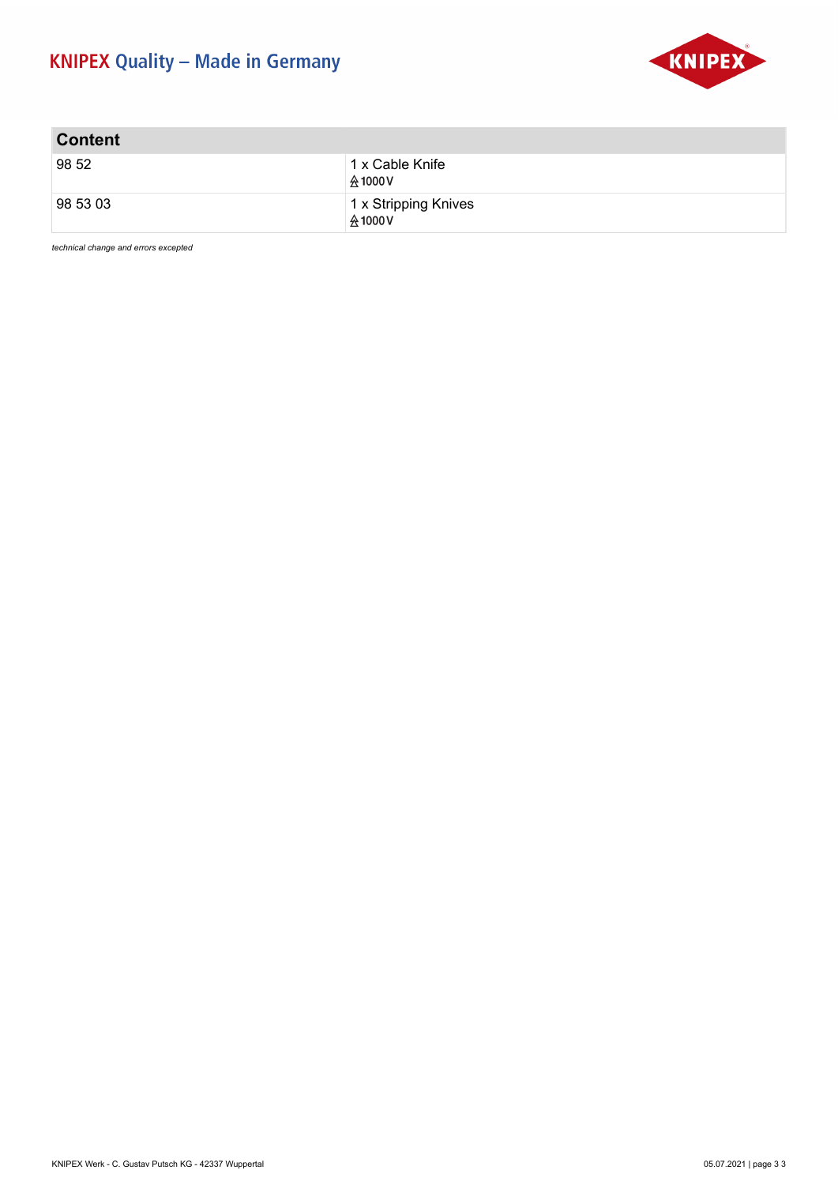| Content | |
|---|---|
| 98 52 | 1 x Cable Knife<br>1000 V |
| 98 53 03 | 1 x Stripping Knives<br>1000 V |

*technical change and errors excepted*